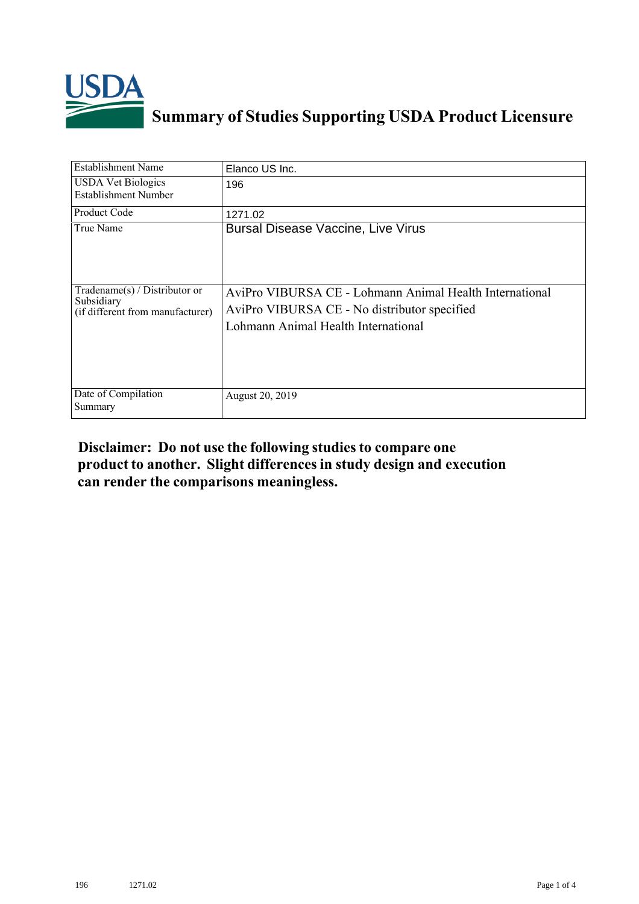# Summary of Studies Supporting USDA Product Licensure

| Establishment Name | Elanco US Inc. |
|---|---|
| USDA Vet Biologics Establishment Number | 196 |
| Product Code | 1271.02 |
| True Name | Bursal Disease Vaccine, Live Virus |
| Tradename(s) / Distributor or Subsidiary (if different from manufacturer) | AviPro VIBURSA CE - Lohmann Animal Health International<br>AviPro VIBURSA CE - No distributor specified<br>Lohmann Animal Health International |
| Date of Compilation Summary | August 20, 2019 |

**Disclaimer: Do not use the following studies to compare one product to another. Slight differences in study design and execution can render the comparisons meaningless.**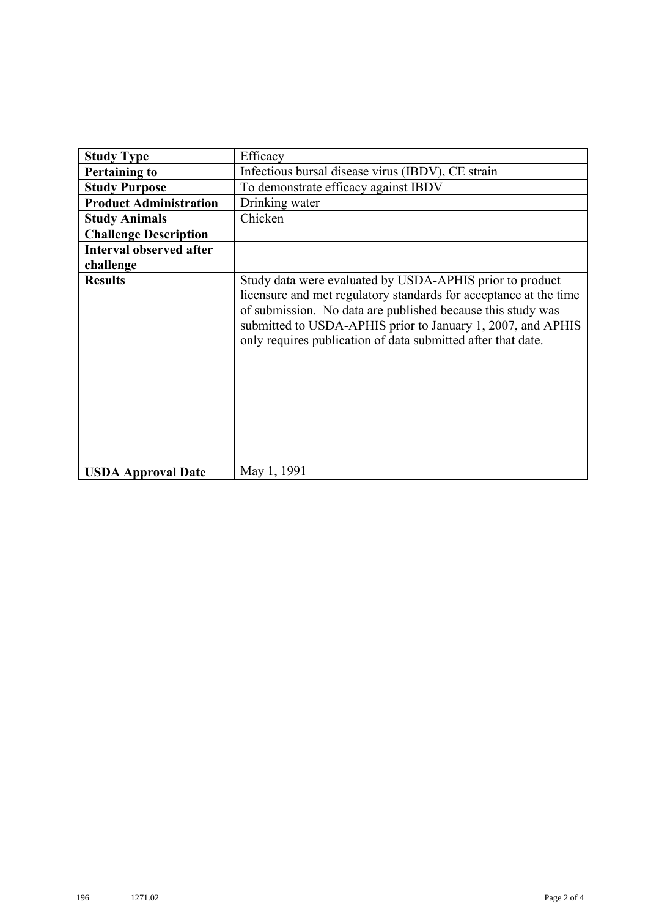| Study Type | Efficacy |
|---|---|
| **Pertaining to** | Infectious bursal disease virus (IBDV), CE strain |
| **Study Purpose** | To demonstrate efficacy against IBDV |
| **Product Administration** | Drinking water |
| **Study Animals** | Chicken |
| **Challenge Description** | |
| **Interval observed after challenge** | |
| **Results** | Study data were evaluated by USDA-APHIS prior to product licensure and met regulatory standards for acceptance at the time of submission. No data are published because this study was submitted to USDA-APHIS prior to January 1, 2007, and APHIS only requires publication of data submitted after that date. |
| **USDA Approval Date** | May 1, 1991 |

196 1271.02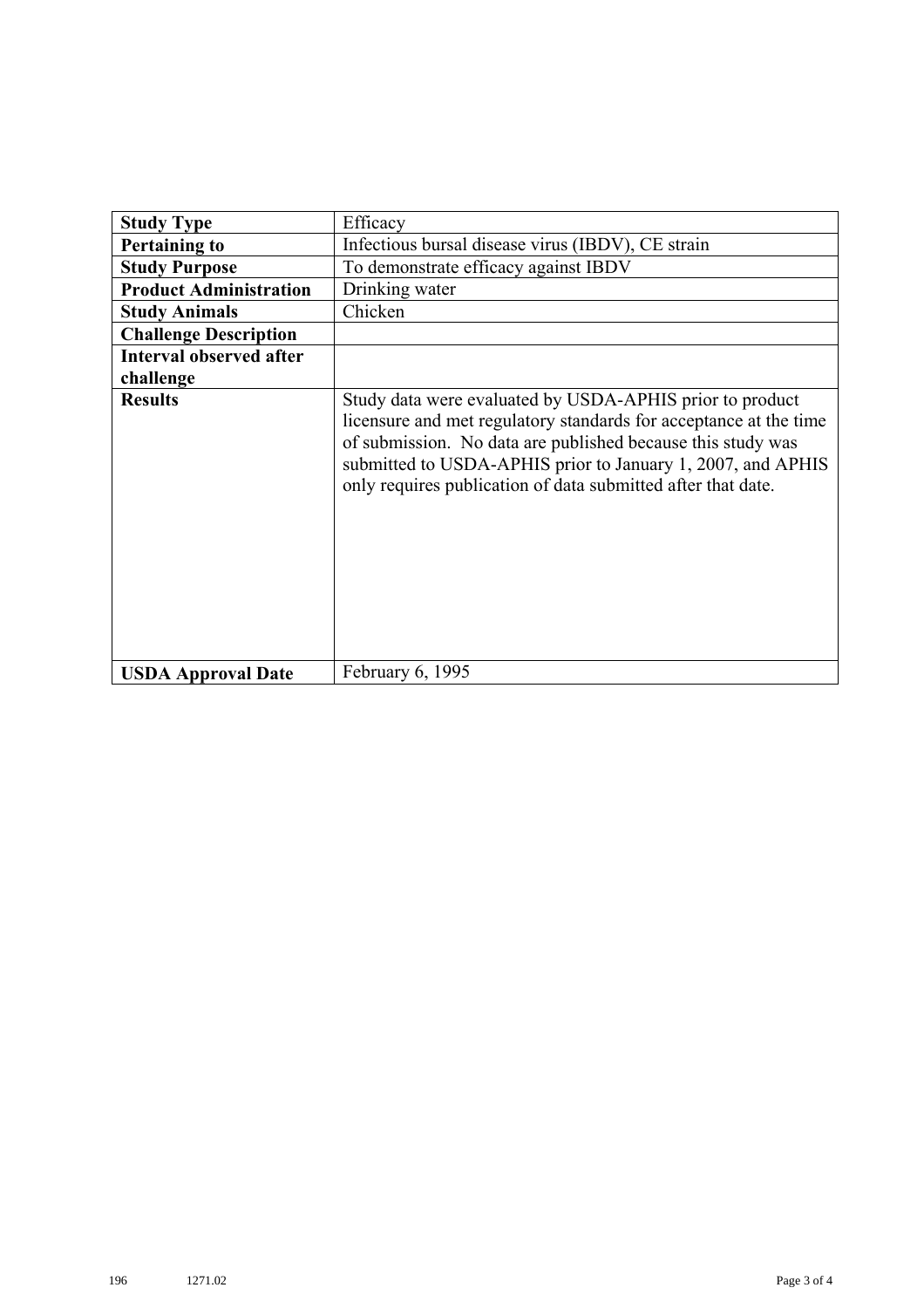| **Study Type** | Efficacy |
| --- | --- |
| **Pertaining to** | Infectious bursal disease virus (IBDV), CE strain |
| **Study Purpose** | To demonstrate efficacy against IBDV |
| **Product Administration** | Drinking water |
| **Study Animals** | Chicken |
| **Challenge Description** | |
| **Interval observed after challenge** | |
| **Results** | Study data were evaluated by USDA-APHIS prior to product licensure and met regulatory standards for acceptance at the time of submission. No data are published because this study was submitted to USDA-APHIS prior to January 1, 2007, and APHIS only requires publication of data submitted after that date. |
| **USDA Approval Date** | February 6, 1995 |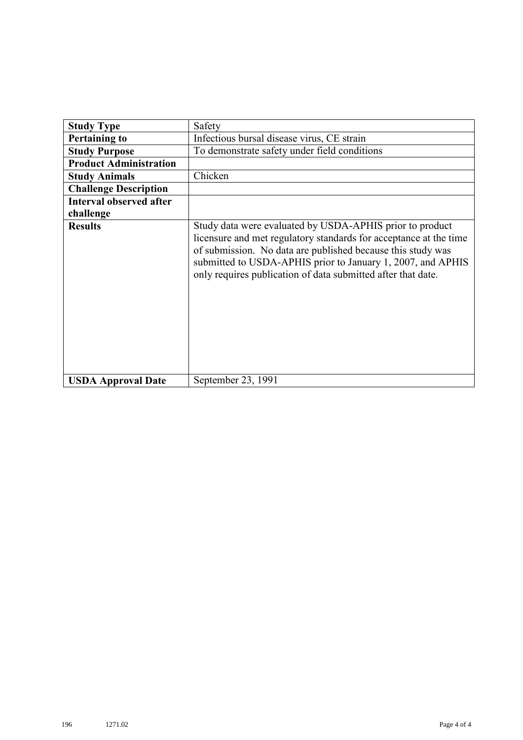| | |
|---|---|
| **Study Type** | Safety |
| **Pertaining to** | Infectious bursal disease virus, CE strain |
| **Study Purpose** | To demonstrate safety under field conditions |
| **Product Administration** | |
| **Study Animals** | Chicken |
| **Challenge Description** | |
| **Interval observed after challenge** | |
| **Results** | Study data were evaluated by USDA-APHIS prior to product licensure and met regulatory standards for acceptance at the time of submission. No data are published because this study was submitted to USDA-APHIS prior to January 1, 2007, and APHIS only requires publication of data submitted after that date. |
| **USDA Approval Date** | September 23, 1991 |

196 1271.02